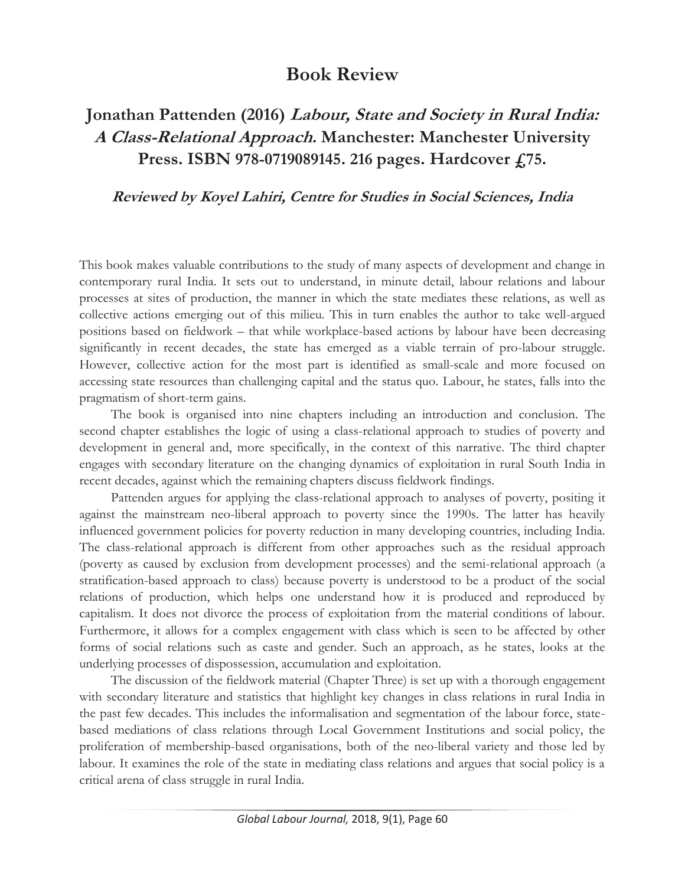# Book Review

## Jonathan Pattenden (2016) *Labour, State and Society in Rural India: A Class-Relational Approach.* Manchester: Manchester University Press. ISBN 978-0719089145. 216 pages. Hardcover £75.

***Reviewed by Koyel Lahiri, Centre for Studies in Social Sciences, India***

This book makes valuable contributions to the study of many aspects of development and change in contemporary rural India. It sets out to understand, in minute detail, labour relations and labour processes at sites of production, the manner in which the state mediates these relations, as well as collective actions emerging out of this milieu. This in turn enables the author to take well-argued positions based on fieldwork – that while workplace-based actions by labour have been decreasing significantly in recent decades, the state has emerged as a viable terrain of pro-labour struggle. However, collective action for the most part is identified as small-scale and more focused on accessing state resources than challenging capital and the status quo. Labour, he states, falls into the pragmatism of short-term gains.

The book is organised into nine chapters including an introduction and conclusion. The second chapter establishes the logic of using a class-relational approach to studies of poverty and development in general and, more specifically, in the context of this narrative. The third chapter engages with secondary literature on the changing dynamics of exploitation in rural South India in recent decades, against which the remaining chapters discuss fieldwork findings.

Pattenden argues for applying the class-relational approach to analyses of poverty, positing it against the mainstream neo-liberal approach to poverty since the 1990s. The latter has heavily influenced government policies for poverty reduction in many developing countries, including India. The class-relational approach is different from other approaches such as the residual approach (poverty as caused by exclusion from development processes) and the semi-relational approach (a stratification-based approach to class) because poverty is understood to be a product of the social relations of production, which helps one understand how it is produced and reproduced by capitalism. It does not divorce the process of exploitation from the material conditions of labour. Furthermore, it allows for a complex engagement with class which is seen to be affected by other forms of social relations such as caste and gender. Such an approach, as he states, looks at the underlying processes of dispossession, accumulation and exploitation.

The discussion of the fieldwork material (Chapter Three) is set up with a thorough engagement with secondary literature and statistics that highlight key changes in class relations in rural India in the past few decades. This includes the informalisation and segmentation of the labour force, state-based mediations of class relations through Local Government Institutions and social policy, the proliferation of membership-based organisations, both of the neo-liberal variety and those led by labour. It examines the role of the state in mediating class relations and argues that social policy is a critical arena of class struggle in rural India.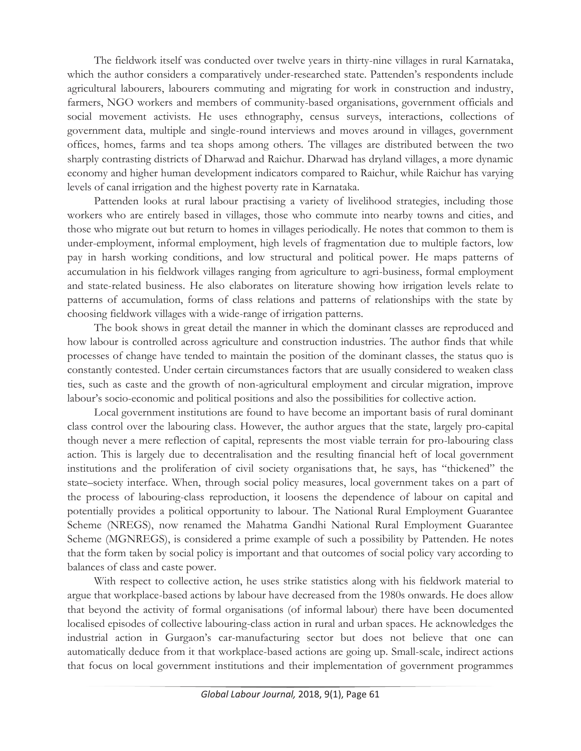The fieldwork itself was conducted over twelve years in thirty-nine villages in rural Karnataka, which the author considers a comparatively under-researched state. Pattenden's respondents include agricultural labourers, labourers commuting and migrating for work in construction and industry, farmers, NGO workers and members of community-based organisations, government officials and social movement activists. He uses ethnography, census surveys, interactions, collections of government data, multiple and single-round interviews and moves around in villages, government offices, homes, farms and tea shops among others. The villages are distributed between the two sharply contrasting districts of Dharwad and Raichur. Dharwad has dryland villages, a more dynamic economy and higher human development indicators compared to Raichur, while Raichur has varying levels of canal irrigation and the highest poverty rate in Karnataka.

Pattenden looks at rural labour practising a variety of livelihood strategies, including those workers who are entirely based in villages, those who commute into nearby towns and cities, and those who migrate out but return to homes in villages periodically. He notes that common to them is under-employment, informal employment, high levels of fragmentation due to multiple factors, low pay in harsh working conditions, and low structural and political power. He maps patterns of accumulation in his fieldwork villages ranging from agriculture to agri-business, formal employment and state-related business. He also elaborates on literature showing how irrigation levels relate to patterns of accumulation, forms of class relations and patterns of relationships with the state by choosing fieldwork villages with a wide-range of irrigation patterns.

The book shows in great detail the manner in which the dominant classes are reproduced and how labour is controlled across agriculture and construction industries. The author finds that while processes of change have tended to maintain the position of the dominant classes, the status quo is constantly contested. Under certain circumstances factors that are usually considered to weaken class ties, such as caste and the growth of non-agricultural employment and circular migration, improve labour's socio-economic and political positions and also the possibilities for collective action.

Local government institutions are found to have become an important basis of rural dominant class control over the labouring class. However, the author argues that the state, largely pro-capital though never a mere reflection of capital, represents the most viable terrain for pro-labouring class action. This is largely due to decentralisation and the resulting financial heft of local government institutions and the proliferation of civil society organisations that, he says, has "thickened" the state–society interface. When, through social policy measures, local government takes on a part of the process of labouring-class reproduction, it loosens the dependence of labour on capital and potentially provides a political opportunity to labour. The National Rural Employment Guarantee Scheme (NREGS), now renamed the Mahatma Gandhi National Rural Employment Guarantee Scheme (MGNREGS), is considered a prime example of such a possibility by Pattenden. He notes that the form taken by social policy is important and that outcomes of social policy vary according to balances of class and caste power.

With respect to collective action, he uses strike statistics along with his fieldwork material to argue that workplace-based actions by labour have decreased from the 1980s onwards. He does allow that beyond the activity of formal organisations (of informal labour) there have been documented localised episodes of collective labouring-class action in rural and urban spaces. He acknowledges the industrial action in Gurgaon's car-manufacturing sector but does not believe that one can automatically deduce from it that workplace-based actions are going up. Small-scale, indirect actions that focus on local government institutions and their implementation of government programmes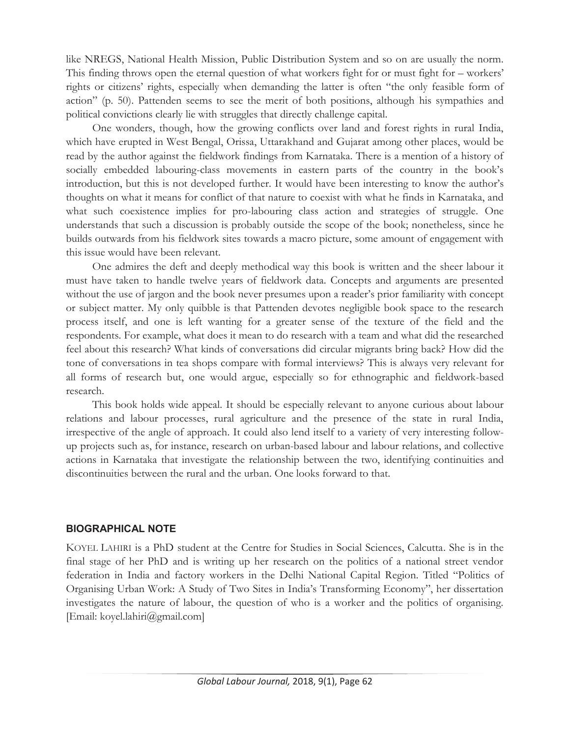like NREGS, National Health Mission, Public Distribution System and so on are usually the norm. This finding throws open the eternal question of what workers fight for or must fight for – workers' rights or citizens' rights, especially when demanding the latter is often "the only feasible form of action" (p. 50). Pattenden seems to see the merit of both positions, although his sympathies and political convictions clearly lie with struggles that directly challenge capital.

One wonders, though, how the growing conflicts over land and forest rights in rural India, which have erupted in West Bengal, Orissa, Uttarakhand and Gujarat among other places, would be read by the author against the fieldwork findings from Karnataka. There is a mention of a history of socially embedded labouring-class movements in eastern parts of the country in the book's introduction, but this is not developed further. It would have been interesting to know the author's thoughts on what it means for conflict of that nature to coexist with what he finds in Karnataka, and what such coexistence implies for pro-labouring class action and strategies of struggle. One understands that such a discussion is probably outside the scope of the book; nonetheless, since he builds outwards from his fieldwork sites towards a macro picture, some amount of engagement with this issue would have been relevant.

One admires the deft and deeply methodical way this book is written and the sheer labour it must have taken to handle twelve years of fieldwork data. Concepts and arguments are presented without the use of jargon and the book never presumes upon a reader's prior familiarity with concept or subject matter. My only quibble is that Pattenden devotes negligible book space to the research process itself, and one is left wanting for a greater sense of the texture of the field and the respondents. For example, what does it mean to do research with a team and what did the researched feel about this research? What kinds of conversations did circular migrants bring back? How did the tone of conversations in tea shops compare with formal interviews? This is always very relevant for all forms of research but, one would argue, especially so for ethnographic and fieldwork-based research.

This book holds wide appeal. It should be especially relevant to anyone curious about labour relations and labour processes, rural agriculture and the presence of the state in rural India, irrespective of the angle of approach. It could also lend itself to a variety of very interesting follow-up projects such as, for instance, research on urban-based labour and labour relations, and collective actions in Karnataka that investigate the relationship between the two, identifying continuities and discontinuities between the rural and the urban. One looks forward to that.

## BIOGRAPHICAL NOTE

KOYEL LAHIRI is a PhD student at the Centre for Studies in Social Sciences, Calcutta. She is in the final stage of her PhD and is writing up her research on the politics of a national street vendor federation in India and factory workers in the Delhi National Capital Region. Titled "Politics of Organising Urban Work: A Study of Two Sites in India's Transforming Economy", her dissertation investigates the nature of labour, the question of who is a worker and the politics of organising. [Email: koyel.lahiri@gmail.com]